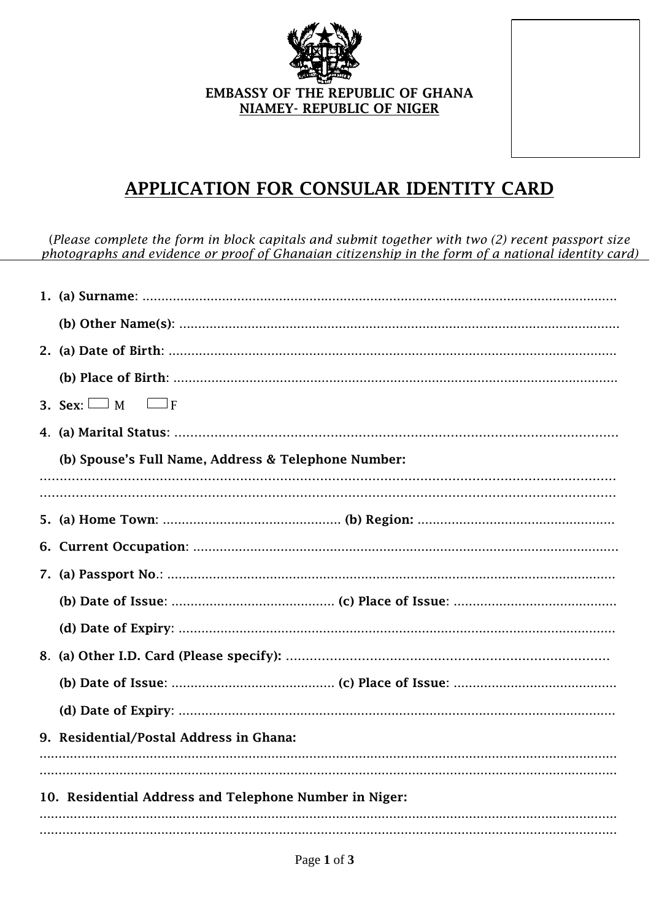EMBASSY OF THE REPUBLIC OF GHANA

NIAMEY- REPUBLIC OF NIGER

# APPLICATION FOR CONSULAR IDENTITY CARD

(*Please complete the form in block capitals and submit together with two (2) recent passport size photographs and evidence or proof of Ghanaian citizenship in the form of a national identity card*)

1. **(a) Surname**: ....................................................................................................................

   **(b) Other Name(s)**: ..........................................................................................................

2. **(a) Date of Birth**: ............................................................................................................

   **(b) Place of Birth**: ...........................................................................................................

3. **Sex**: ☐ M ☐ F

4. **(a) Marital Status**: ........................................................................................................

   **(b) Spouse's Full Name, Address & Telephone Number:**

   ..........................................................................................................................................

   ..........................................................................................................................................

5. **(a) Home Town**: .............................................. **(b) Region:** ...................................................

6. **Current Occupation**: ......................................................................................................

7. **(a) Passport No**.: ............................................................................................................

   **(b) Date of Issue**: .......................................... **(c) Place of Issue**: ..........................................

   **(d) Date of Expiry**: ........................................................................................................

8. **(a) Other I.D. Card (Please specify):** ..................................................................................

   **(b) Date of Issue**: .......................................... **(c) Place of Issue**: ..........................................

   **(d) Date of Expiry**: ........................................................................................................

9. **Residential/Postal Address in Ghana:**

   ..........................................................................................................................................

   ..........................................................................................................................................

10. **Residential Address and Telephone Number in Niger:**

    ..........................................................................................................................................

    ..........................................................................................................................................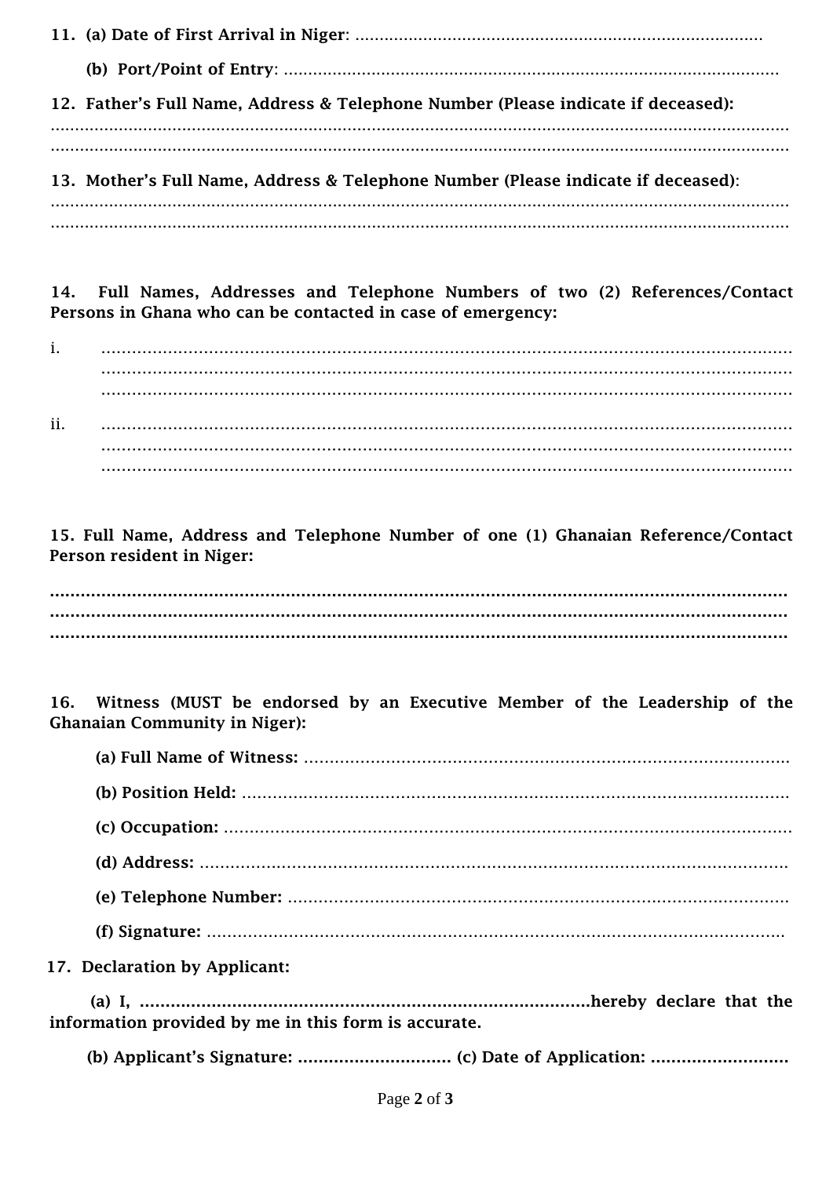**11. (a) Date of First Arrival in Niger**: ....................................................................................

**(b) Port/Point of Entry**: ......................................................................................................

**12. Father's Full Name, Address & Telephone Number (Please indicate if deceased):**

..........................................................................................................................................

..........................................................................................................................................

**13. Mother's Full Name, Address & Telephone Number (Please indicate if deceased)**:

..........................................................................................................................................

..........................................................................................................................................

**14. Full Names, Addresses and Telephone Numbers of two (2) References/Contact Persons in Ghana who can be contacted in case of emergency:**

i. ..........................................................................................................................
..........................................................................................................................
..........................................................................................................................

ii. ..........................................................................................................................
..........................................................................................................................
..........................................................................................................................

**15. Full Name, Address and Telephone Number of one (1) Ghanaian Reference/Contact Person resident in Niger:**

..........................................................................................................................................

..........................................................................................................................................

..........................................................................................................................................

**16. Witness (MUST be endorsed by an Executive Member of the Leadership of the Ghanaian Community in Niger):**

**(a) Full Name of Witness:** ................................................................................................

**(b) Position Held:** ...........................................................................................................

**(c) Occupation:** ...............................................................................................................

**(d) Address:** ....................................................................................................................

**(e) Telephone Number:** ...................................................................................................

**(f) Signature:** ...................................................................................................................

**17. Declaration by Applicant:**

**(a) I, ......................................................................................hereby declare that the information provided by me in this form is accurate.**

**(b) Applicant's Signature: ............................. (c) Date of Application: ..........................**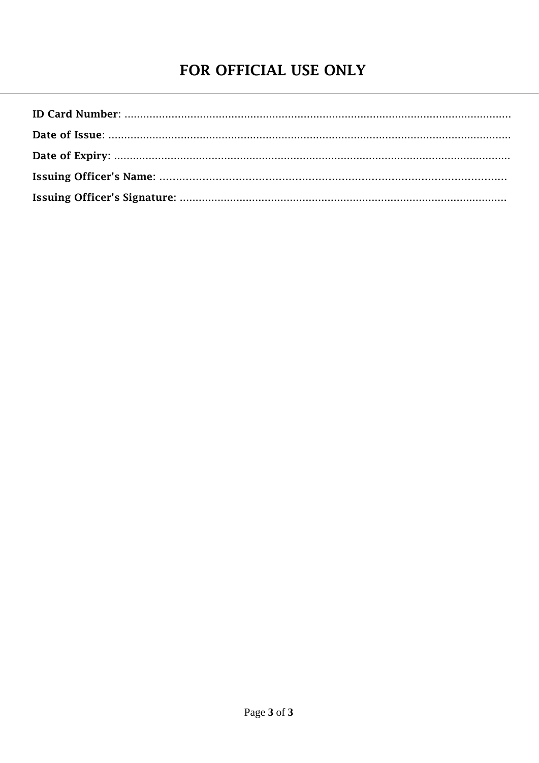# FOR OFFICIAL USE ONLY

---

**ID Card Number**: ........................................................................................................................

**Date of Issue**: ................................................................................................................................

**Date of Expiry**: ............................................................................................................................

**Issuing Officer's Name**: ..........................................................................................................

**Issuing Officer's Signature**: ......................................................................................................